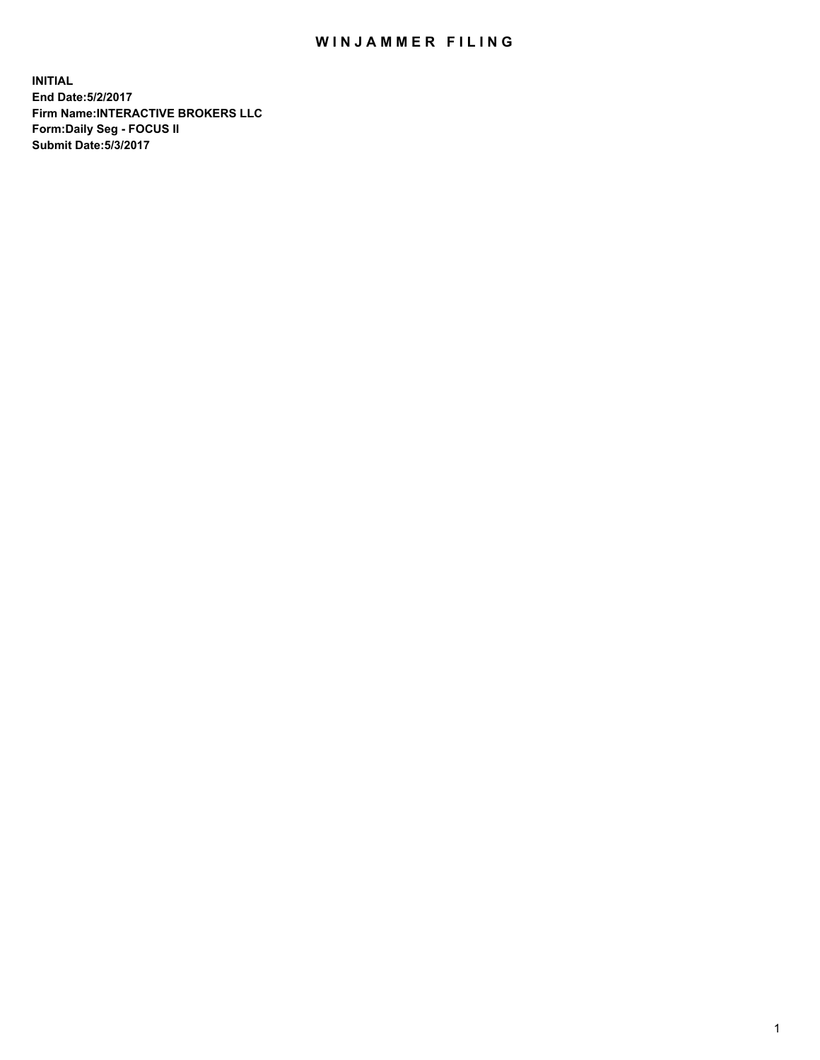# WINJAMMER FILING

**INITIAL**
**End Date:5/2/2017**
**Firm Name:INTERACTIVE BROKERS LLC**
**Form:Daily Seg - FOCUS II**
**Submit Date:5/3/2017**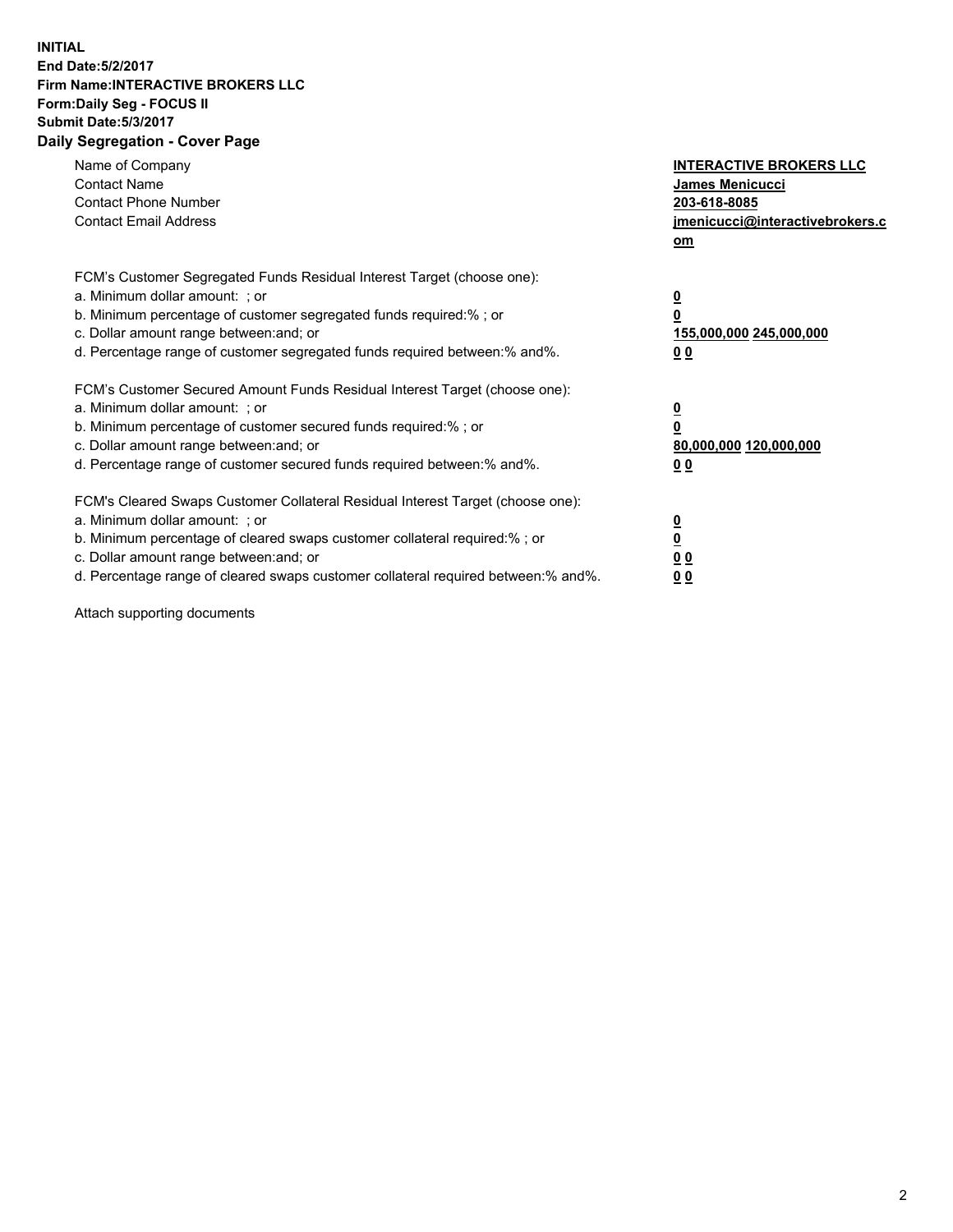**INITIAL**
**End Date:5/2/2017**
**Firm Name:INTERACTIVE BROKERS LLC**
**Form:Daily Seg - FOCUS II**
**Submit Date:5/3/2017**
**Daily Segregation - Cover Page**

| | |
|---|---|
| Name of Company | **INTERACTIVE BROKERS LLC** |
| Contact Name | **James Menicucci** |
| Contact Phone Number | **203-618-8085** |
| Contact Email Address | **jmenicucci@interactivebrokers.com** |

FCM's Customer Segregated Funds Residual Interest Target (choose one):

| | |
|---|---|
| a. Minimum dollar amount: ; or | **0** |
| b. Minimum percentage of customer segregated funds required:% ; or | **0** |
| c. Dollar amount range between:and; or | **155,000,000 245,000,000** |
| d. Percentage range of customer segregated funds required between:% and%. | **0 0** |

FCM's Customer Secured Amount Funds Residual Interest Target (choose one):

| | |
|---|---|
| a. Minimum dollar amount: ; or | **0** |
| b. Minimum percentage of customer secured funds required:% ; or | **0** |
| c. Dollar amount range between:and; or | **80,000,000 120,000,000** |
| d. Percentage range of customer secured funds required between:% and%. | **0 0** |

FCM's Cleared Swaps Customer Collateral Residual Interest Target (choose one):

| | |
|---|---|
| a. Minimum dollar amount: ; or | **0** |
| b. Minimum percentage of cleared swaps customer collateral required:% ; or | **0** |
| c. Dollar amount range between:and; or | **0 0** |
| d. Percentage range of cleared swaps customer collateral required between:% and%. | **0 0** |

Attach supporting documents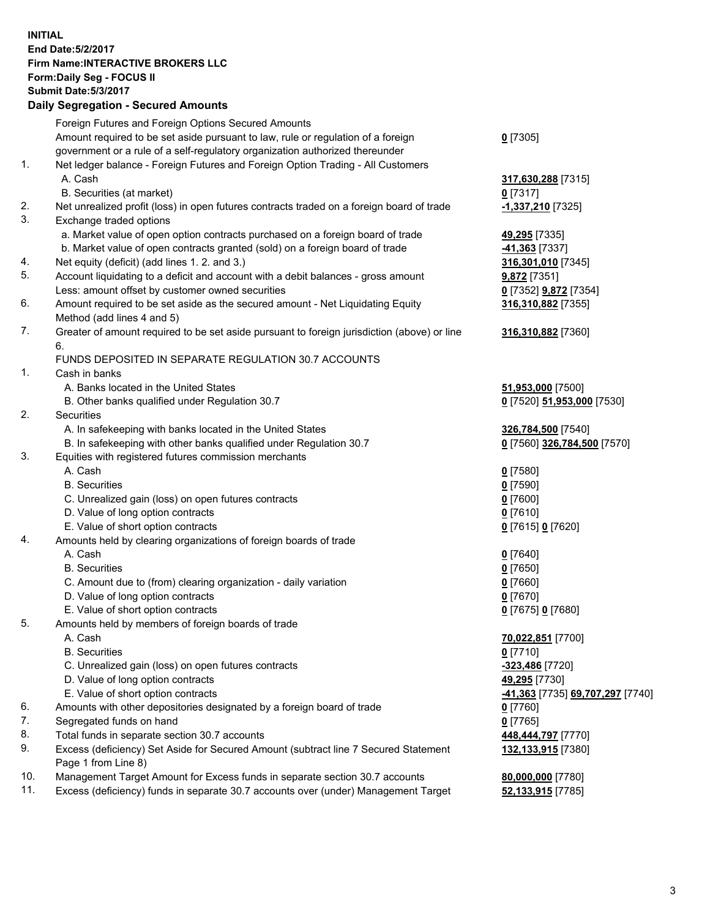**INITIAL**
**End Date:5/2/2017**
**Firm Name:INTERACTIVE BROKERS LLC**
**Form:Daily Seg - FOCUS II**
**Submit Date:5/3/2017**

## Daily Segregation - Secured Amounts

| | | |
|---|---|---|
| | Foreign Futures and Foreign Options Secured Amounts | |
| | Amount required to be set aside pursuant to law, rule or regulation of a foreign government or a rule of a self-regulatory organization authorized thereunder | **0** [7305] |
| 1. | Net ledger balance - Foreign Futures and Foreign Option Trading - All Customers | |
| | A. Cash | **317,630,288** [7315] |
| | B. Securities (at market) | **0** [7317] |
| 2. | Net unrealized profit (loss) in open futures contracts traded on a foreign board of trade | **-1,337,210** [7325] |
| 3. | Exchange traded options | |
| | a. Market value of open option contracts purchased on a foreign board of trade | **49,295** [7335] |
| | b. Market value of open contracts granted (sold) on a foreign board of trade | **-41,363** [7337] |
| 4. | Net equity (deficit) (add lines 1. 2. and 3.) | **316,301,010** [7345] |
| 5. | Account liquidating to a deficit and account with a debit balances - gross amount | **9,872** [7351] |
| | Less: amount offset by customer owned securities | **0** [7352] **9,872** [7354] |
| 6. | Amount required to be set aside as the secured amount - Net Liquidating Equity Method (add lines 4 and 5) | **316,310,882** [7355] |
| 7. | Greater of amount required to be set aside pursuant to foreign jurisdiction (above) or line 6. | **316,310,882** [7360] |
| | FUNDS DEPOSITED IN SEPARATE REGULATION 30.7 ACCOUNTS | |
| 1. | Cash in banks | |
| | A. Banks located in the United States | **51,953,000** [7500] |
| | B. Other banks qualified under Regulation 30.7 | **0** [7520] **51,953,000** [7530] |
| 2. | Securities | |
| | A. In safekeeping with banks located in the United States | **326,784,500** [7540] |
| | B. In safekeeping with other banks qualified under Regulation 30.7 | **0** [7560] **326,784,500** [7570] |
| 3. | Equities with registered futures commission merchants | |
| | A. Cash | **0** [7580] |
| | B. Securities | **0** [7590] |
| | C. Unrealized gain (loss) on open futures contracts | **0** [7600] |
| | D. Value of long option contracts | **0** [7610] |
| | E. Value of short option contracts | **0** [7615] **0** [7620] |
| 4. | Amounts held by clearing organizations of foreign boards of trade | |
| | A. Cash | **0** [7640] |
| | B. Securities | **0** [7650] |
| | C. Amount due to (from) clearing organization - daily variation | **0** [7660] |
| | D. Value of long option contracts | **0** [7670] |
| | E. Value of short option contracts | **0** [7675] **0** [7680] |
| 5. | Amounts held by members of foreign boards of trade | |
| | A. Cash | **70,022,851** [7700] |
| | B. Securities | **0** [7710] |
| | C. Unrealized gain (loss) on open futures contracts | **-323,486** [7720] |
| | D. Value of long option contracts | **49,295** [7730] |
| | E. Value of short option contracts | **-41,363** [7735] **69,707,297** [7740] |
| 6. | Amounts with other depositories designated by a foreign board of trade | **0** [7760] |
| 7. | Segregated funds on hand | **0** [7765] |
| 8. | Total funds in separate section 30.7 accounts | **448,444,797** [7770] |
| 9. | Excess (deficiency) Set Aside for Secured Amount (subtract line 7 Secured Statement Page 1 from Line 8) | **132,133,915** [7380] |
| 10. | Management Target Amount for Excess funds in separate section 30.7 accounts | **80,000,000** [7780] |
| 11. | Excess (deficiency) funds in separate 30.7 accounts over (under) Management Target | **52,133,915** [7785] |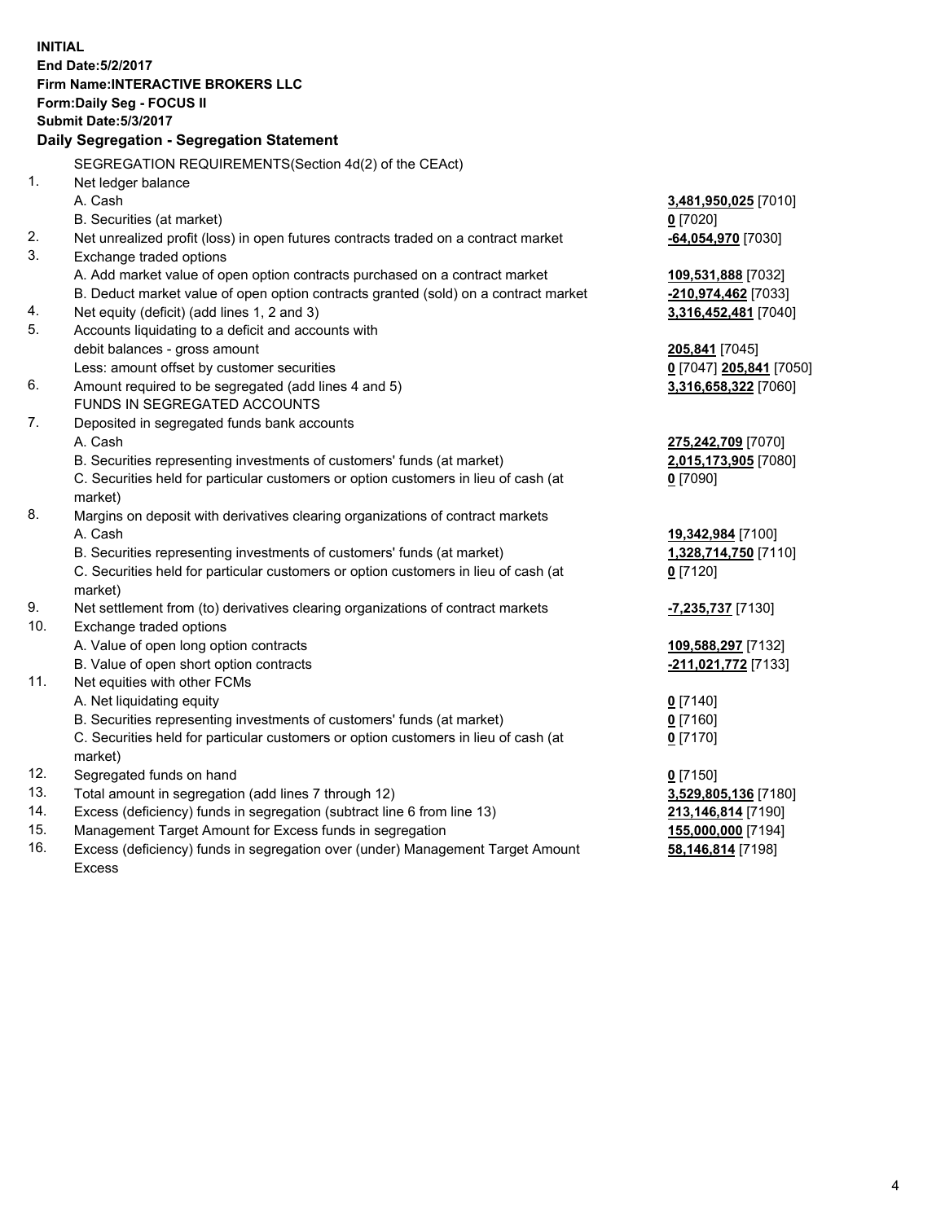**INITIAL**
**End Date:5/2/2017**
**Firm Name:INTERACTIVE BROKERS LLC**
**Form:Daily Seg - FOCUS II**
**Submit Date:5/3/2017**

## Daily Segregation - Segregation Statement

SEGREGATION REQUIREMENTS(Section 4d(2) of the CEAct)

| | | |
|---|---|---|
| 1. | Net ledger balance | |
| | A. Cash | **3,481,950,025** [7010] |
| | B. Securities (at market) | **0** [7020] |
| 2. | Net unrealized profit (loss) in open futures contracts traded on a contract market | **-64,054,970** [7030] |
| 3. | Exchange traded options | |
| | A. Add market value of open option contracts purchased on a contract market | **109,531,888** [7032] |
| | B. Deduct market value of open option contracts granted (sold) on a contract market | **-210,974,462** [7033] |
| 4. | Net equity (deficit) (add lines 1, 2 and 3) | **3,316,452,481** [7040] |
| 5. | Accounts liquidating to a deficit and accounts with debit balances - gross amount | **205,841** [7045] |
| | Less: amount offset by customer securities | **0** [7047] **205,841** [7050] |
| 6. | Amount required to be segregated (add lines 4 and 5) | **3,316,658,322** [7060] |
| | FUNDS IN SEGREGATED ACCOUNTS | |
| 7. | Deposited in segregated funds bank accounts | |
| | A. Cash | **275,242,709** [7070] |
| | B. Securities representing investments of customers' funds (at market) | **2,015,173,905** [7080] |
| | C. Securities held for particular customers or option customers in lieu of cash (at market) | **0** [7090] |
| 8. | Margins on deposit with derivatives clearing organizations of contract markets | |
| | A. Cash | **19,342,984** [7100] |
| | B. Securities representing investments of customers' funds (at market) | **1,328,714,750** [7110] |
| | C. Securities held for particular customers or option customers in lieu of cash (at market) | **0** [7120] |
| 9. | Net settlement from (to) derivatives clearing organizations of contract markets | **-7,235,737** [7130] |
| 10. | Exchange traded options | |
| | A. Value of open long option contracts | **109,588,297** [7132] |
| | B. Value of open short option contracts | **-211,021,772** [7133] |
| 11. | Net equities with other FCMs | |
| | A. Net liquidating equity | **0** [7140] |
| | B. Securities representing investments of customers' funds (at market) | **0** [7160] |
| | C. Securities held for particular customers or option customers in lieu of cash (at market) | **0** [7170] |
| 12. | Segregated funds on hand | **0** [7150] |
| 13. | Total amount in segregation (add lines 7 through 12) | **3,529,805,136** [7180] |
| 14. | Excess (deficiency) funds in segregation (subtract line 6 from line 13) | **213,146,814** [7190] |
| 15. | Management Target Amount for Excess funds in segregation | **155,000,000** [7194] |
| 16. | Excess (deficiency) funds in segregation over (under) Management Target Amount Excess | **58,146,814** [7198] |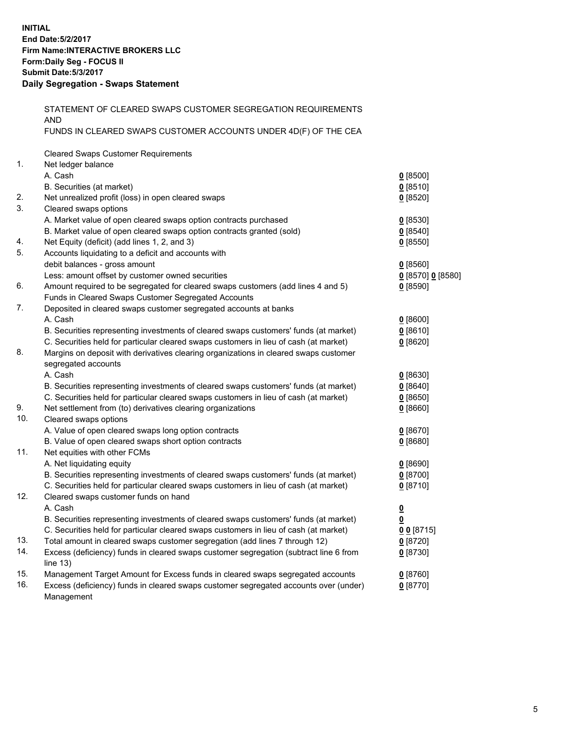**INITIAL**
**End Date:5/2/2017**
**Firm Name:INTERACTIVE BROKERS LLC**
**Form:Daily Seg - FOCUS II**
**Submit Date:5/3/2017**
**Daily Segregation - Swaps Statement**

STATEMENT OF CLEARED SWAPS CUSTOMER SEGREGATION REQUIREMENTS AND FUNDS IN CLEARED SWAPS CUSTOMER ACCOUNTS UNDER 4D(F) OF THE CEA

| | | |
|---|---|---|
| | Cleared Swaps Customer Requirements | |
| 1. | Net ledger balance | |
| | A. Cash | **0** [8500] |
| | B. Securities (at market) | **0** [8510] |
| 2. | Net unrealized profit (loss) in open cleared swaps | **0** [8520] |
| 3. | Cleared swaps options | |
| | A. Market value of open cleared swaps option contracts purchased | **0** [8530] |
| | B. Market value of open cleared swaps option contracts granted (sold) | **0** [8540] |
| 4. | Net Equity (deficit) (add lines 1, 2, and 3) | **0** [8550] |
| 5. | Accounts liquidating to a deficit and accounts with debit balances - gross amount | **0** [8560] |
| | Less: amount offset by customer owned securities | **0** [8570] **0** [8580] |
| 6. | Amount required to be segregated for cleared swaps customers (add lines 4 and 5) | **0** [8590] |
| | Funds in Cleared Swaps Customer Segregated Accounts | |
| 7. | Deposited in cleared swaps customer segregated accounts at banks | |
| | A. Cash | **0** [8600] |
| | B. Securities representing investments of cleared swaps customers' funds (at market) | **0** [8610] |
| | C. Securities held for particular cleared swaps customers in lieu of cash (at market) | **0** [8620] |
| 8. | Margins on deposit with derivatives clearing organizations in cleared swaps customer segregated accounts | |
| | A. Cash | **0** [8630] |
| | B. Securities representing investments of cleared swaps customers' funds (at market) | **0** [8640] |
| | C. Securities held for particular cleared swaps customers in lieu of cash (at market) | **0** [8650] |
| 9. | Net settlement from (to) derivatives clearing organizations | **0** [8660] |
| 10. | Cleared swaps options | |
| | A. Value of open cleared swaps long option contracts | **0** [8670] |
| | B. Value of open cleared swaps short option contracts | **0** [8680] |
| 11. | Net equities with other FCMs | |
| | A. Net liquidating equity | **0** [8690] |
| | B. Securities representing investments of cleared swaps customers' funds (at market) | **0** [8700] |
| | C. Securities held for particular cleared swaps customers in lieu of cash (at market) | **0** [8710] |
| 12. | Cleared swaps customer funds on hand | |
| | A. Cash | **0** |
| | B. Securities representing investments of cleared swaps customers' funds (at market) | **0** |
| | C. Securities held for particular cleared swaps customers in lieu of cash (at market) | **0** **0** [8715] |
| 13. | Total amount in cleared swaps customer segregation (add lines 7 through 12) | **0** [8720] |
| 14. | Excess (deficiency) funds in cleared swaps customer segregation (subtract line 6 from line 13) | **0** [8730] |
| 15. | Management Target Amount for Excess funds in cleared swaps segregated accounts | **0** [8760] |
| 16. | Excess (deficiency) funds in cleared swaps customer segregated accounts over (under) Management | **0** [8770] |